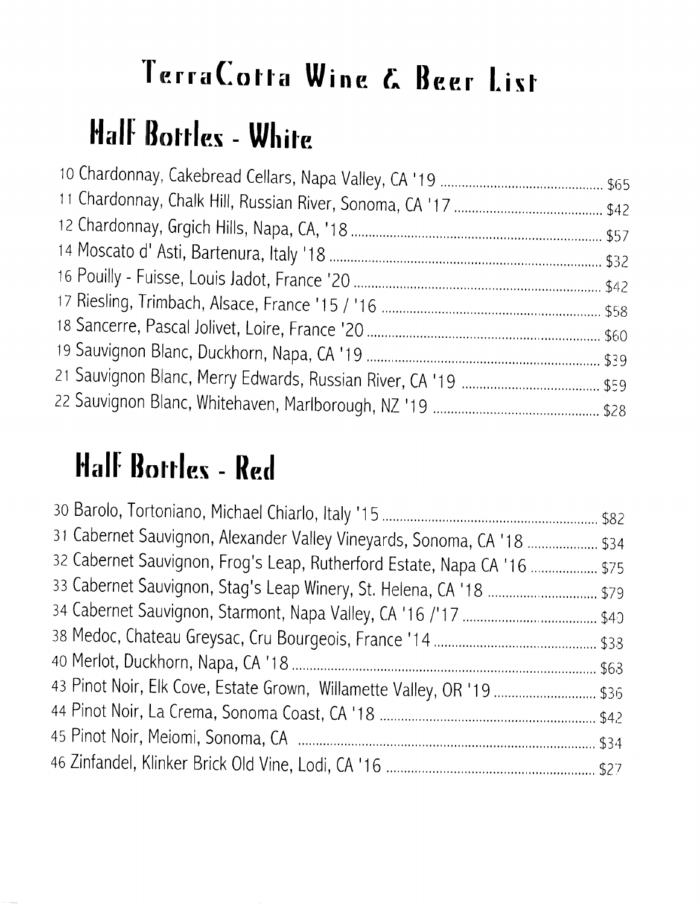# TerraCotta Wine & Beer List

## Half Bottles - White

10 Chardonnay, Cakebread Cellars, Napa Valley, CA '19 .............................................. $65
11 Chardonnay, Chalk Hill, Russian River, Sonoma, CA '17 .......................................... $42
12 Chardonnay, Grgich Hills, Napa, CA, '18 ...................................................................... $57
14 Moscato d' Asti, Bartenura, Italy '18 ............................................................................ $32
16 Pouilly - Fuisse, Louis Jadot, France '20 ..................................................................... $42
17 Riesling, Trimbach, Alsace, France '15 / '16 ............................................................. $58
18 Sancerre, Pascal Jolivet, Loire, France '20 ................................................................. $60
19 Sauvignon Blanc, Duckhorn, Napa, CA '19 ................................................................. $39
21 Sauvignon Blanc, Merry Edwards, Russian River, CA '19 ....................................... $59
22 Sauvignon Blanc, Whitehaven, Marlborough, NZ '19 .............................................. $28

## Half Bottles - Red

30 Barolo, Tortoniano, Michael Chiarlo, Italy '15 ............................................................ $82
31 Cabernet Sauvignon, Alexander Valley Vineyards, Sonoma, CA '18 .................... $34
32 Cabernet Sauvignon, Frog's Leap, Rutherford Estate, Napa CA '16 ................... $75
33 Cabernet Sauvignon, Stag's Leap Winery, St. Helena, CA '18 .............................. $79
34 Cabernet Sauvignon, Starmont, Napa Valley, CA '16 /'17 ...................................... $40
38 Medoc, Chateau Greysac, Cru Bourgeois, France '14 .............................................. $38
40 Merlot, Duckhorn, Napa, CA '18 .................................................................................... $68
43 Pinot Noir, Elk Cove, Estate Grown, Willamette Valley, OR '19 ............................. $36
44 Pinot Noir, La Crema, Sonoma Coast, CA '18 ............................................................ $42
45 Pinot Noir, Meiomi, Sonoma, CA .................................................................................... $34
46 Zinfandel, Klinker Brick Old Vine, Lodi, CA '16 ........................................................... $27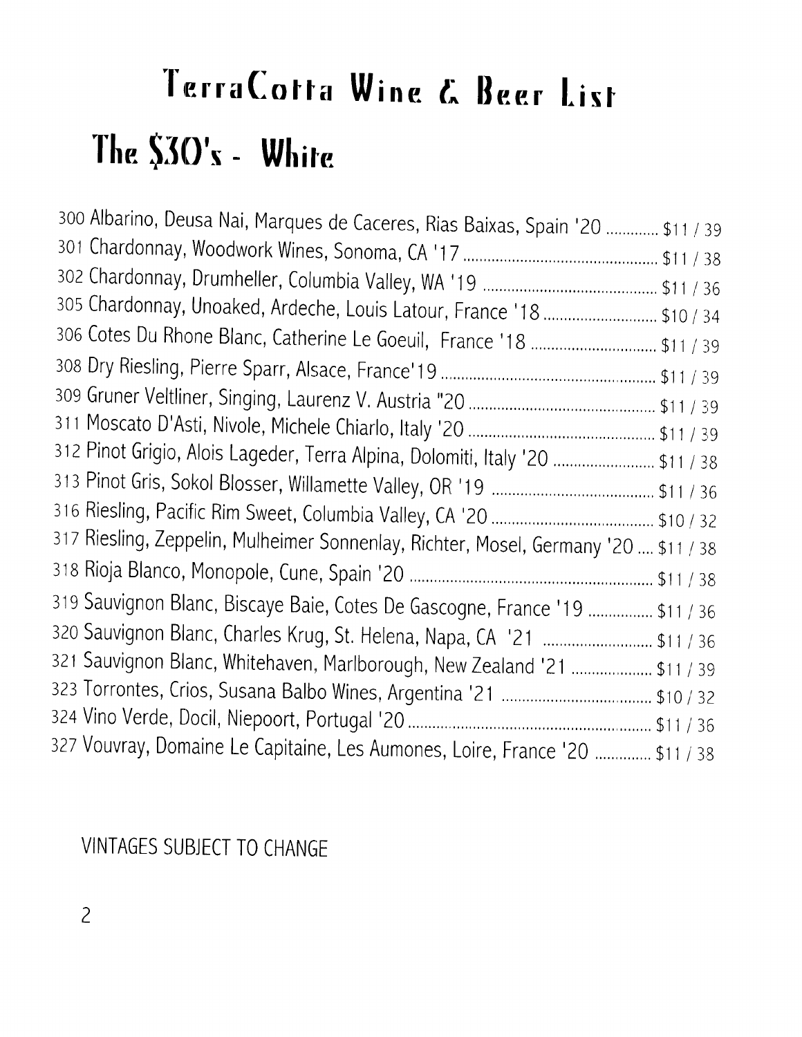# TerraCotta Wine & Beer List

## The $30's - White

300 Albarino, Deusa Nai, Marques de Caceres, Rias Baixas, Spain '20 ............ $11 / 39
301 Chardonnay, Woodwork Wines, Sonoma, CA '17 ............ $11 / 38
302 Chardonnay, Drumheller, Columbia Valley, WA '19 ............ $11 / 36
305 Chardonnay, Unoaked, Ardeche, Louis Latour, France '18 ............ $10 / 34
306 Cotes Du Rhone Blanc, Catherine Le Goeuil, France '18 ............ $11 / 39
308 Dry Riesling, Pierre Sparr, Alsace, France'19 ............ $11 / 39
309 Gruner Veltliner, Singing, Laurenz V. Austria "20 ............ $11 / 39
311 Moscato D'Asti, Nivole, Michele Chiarlo, Italy '20 ............ $11 / 39
312 Pinot Grigio, Alois Lageder, Terra Alpina, Dolomiti, Italy '20 ............ $11 / 38
313 Pinot Gris, Sokol Blosser, Willamette Valley, OR '19 ............ $11 / 36
316 Riesling, Pacific Rim Sweet, Columbia Valley, CA '20 ............ $10 / 32
317 Riesling, Zeppelin, Mulheimer Sonnenlay, Richter, Mosel, Germany '20 .... $11 / 38
318 Rioja Blanco, Monopole, Cune, Spain '20 ............ $11 / 38
319 Sauvignon Blanc, Biscaye Baie, Cotes De Gascogne, France '19 ............ $11 / 36
320 Sauvignon Blanc, Charles Krug, St. Helena, Napa, CA '21 ............ $11 / 36
321 Sauvignon Blanc, Whitehaven, Marlborough, New Zealand '21 ............ $11 / 39
323 Torrontes, Crios, Susana Balbo Wines, Argentina '21 ............ $10 / 32
324 Vino Verde, Docil, Niepoort, Portugal '20 ............ $11 / 36
327 Vouvray, Domaine Le Capitaine, Les Aumones, Loire, France '20 ............ $11 / 38

VINTAGES SUBJECT TO CHANGE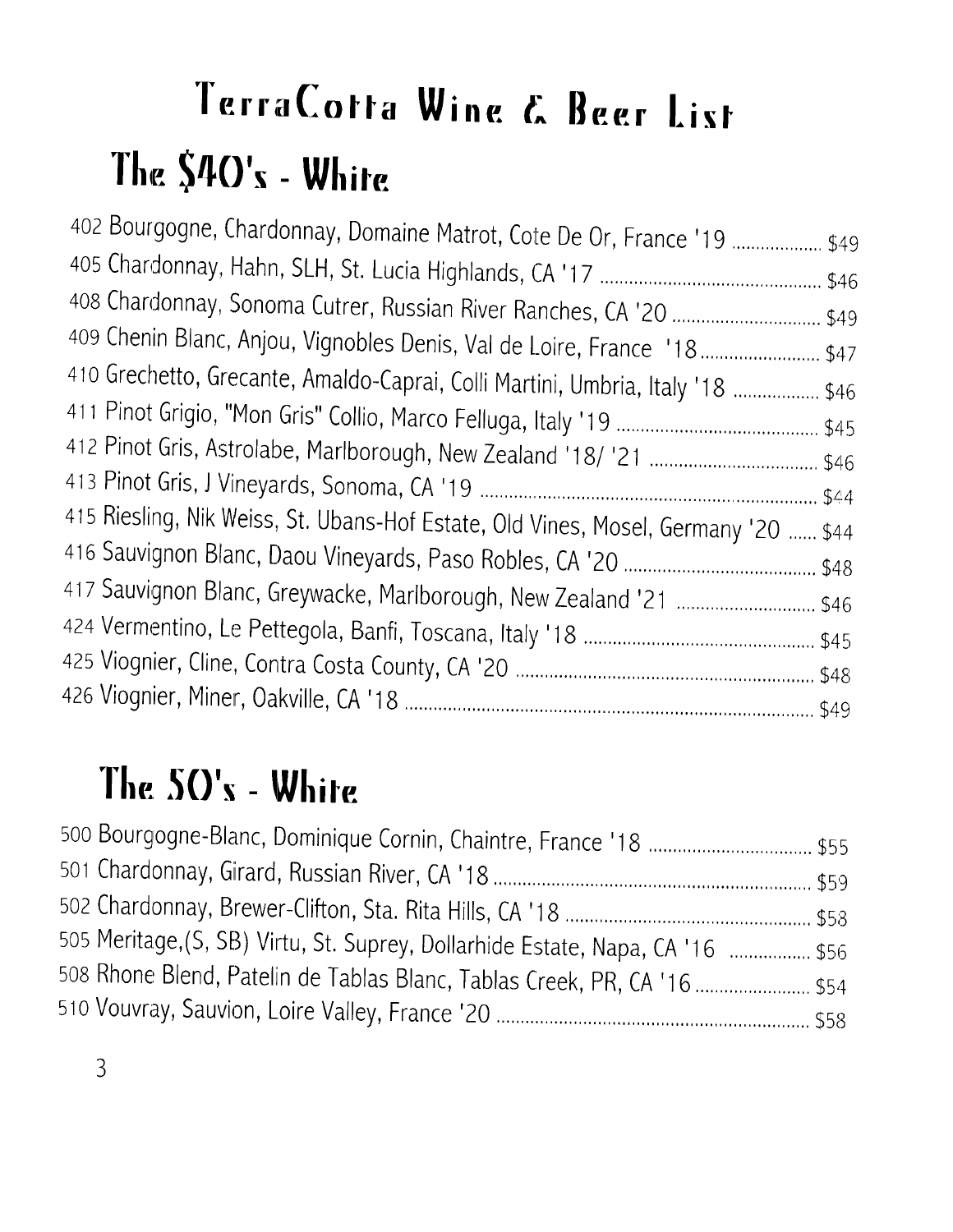# TerraCotta Wine & Beer List

## The $40's - White

402 Bourgogne, Chardonnay, Domaine Matrot, Cote De Or, France '19 .................. $49
405 Chardonnay, Hahn, SLH, St. Lucia Highlands, CA '17 .................. $46
408 Chardonnay, Sonoma Cutrer, Russian River Ranches, CA '20 .................. $49
409 Chenin Blanc, Anjou, Vignobles Denis, Val de Loire, France '18 .................. $47
410 Grechetto, Grecante, Amaldo-Caprai, Colli Martini, Umbria, Italy '18 .................. $46
411 Pinot Grigio, "Mon Gris" Collio, Marco Felluga, Italy '19 .................. $45
412 Pinot Gris, Astrolabe, Marlborough, New Zealand '18/ '21 .................. $46
413 Pinot Gris, J Vineyards, Sonoma, CA '19 .................. $44
415 Riesling, Nik Weiss, St. Ubans-Hof Estate, Old Vines, Mosel, Germany '20 ...... $44
416 Sauvignon Blanc, Daou Vineyards, Paso Robles, CA '20 .................. $48
417 Sauvignon Blanc, Greywacke, Marlborough, New Zealand '21 .................. $46
424 Vermentino, Le Pettegola, Banfi, Toscana, Italy '18 .................. $45
425 Viognier, Cline, Contra Costa County, CA '20 .................. $48
426 Viognier, Miner, Oakville, CA '18 .................. $49

## The 50's - White

500 Bourgogne-Blanc, Dominique Cornin, Chaintre, France '18 .................. $55
501 Chardonnay, Girard, Russian River, CA '18 .................. $59
502 Chardonnay, Brewer-Clifton, Sta. Rita Hills, CA '18 .................. $58
505 Meritage,(S, SB) Virtu, St. Suprey, Dollarhide Estate, Napa, CA '16 .................. $56
508 Rhone Blend, Patelin de Tablas Blanc, Tablas Creek, PR, CA '16 .................. $54
510 Vouvray, Sauvion, Loire Valley, France '20 .................. $58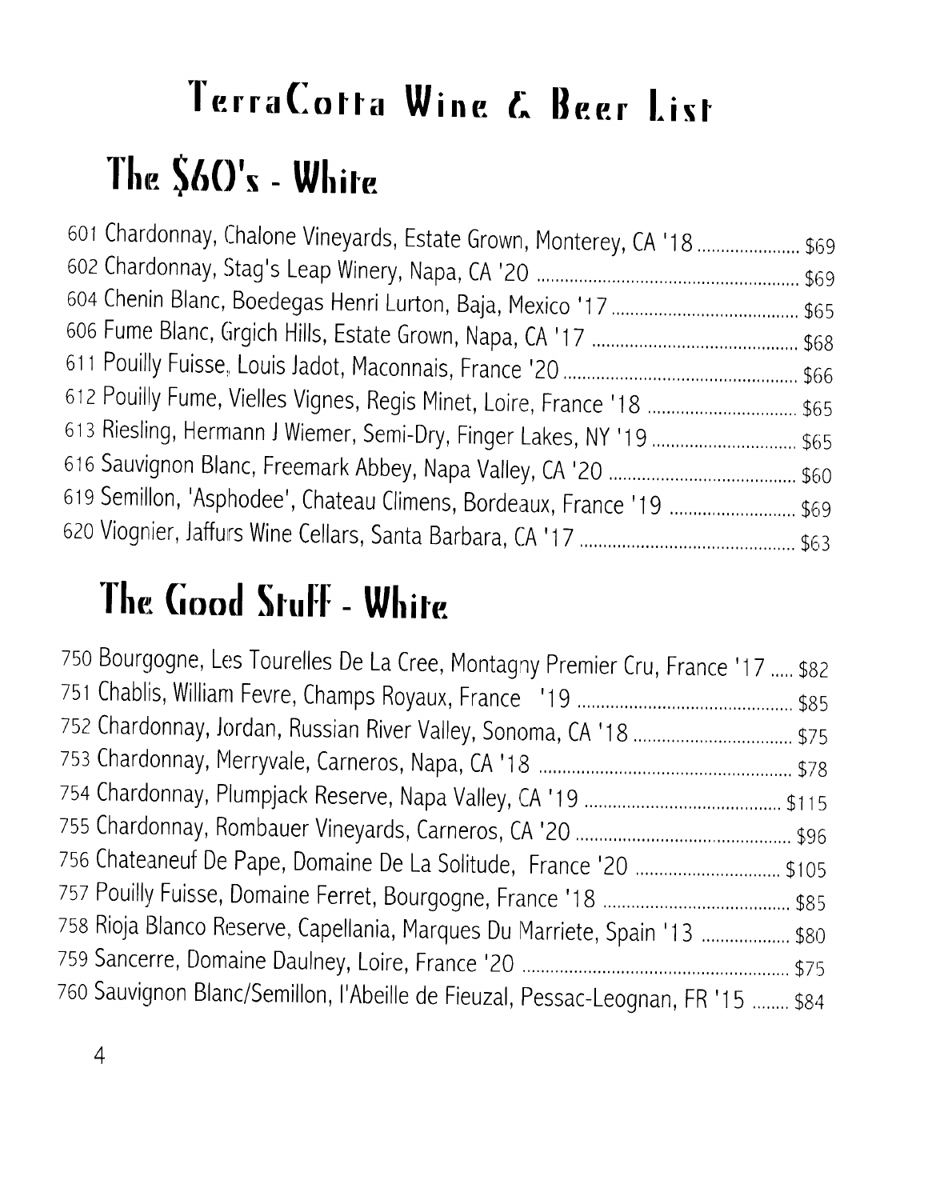# TerraCotta Wine & Beer List

## The $60's - White

601 Chardonnay, Chalone Vineyards, Estate Grown, Monterey, CA '18 ........ $69
602 Chardonnay, Stag's Leap Winery, Napa, CA '20 ........ $69
604 Chenin Blanc, Boedegas Henri Lurton, Baja, Mexico '17 ........ $65
606 Fume Blanc, Grgich Hills, Estate Grown, Napa, CA '17 ........ $68
611 Pouilly Fuisse, Louis Jadot, Maconnais, France '20 ........ $66
612 Pouilly Fume, Vielles Vignes, Regis Minet, Loire, France '18 ........ $65
613 Riesling, Hermann J Wiemer, Semi-Dry, Finger Lakes, NY '19 ........ $65
616 Sauvignon Blanc, Freemark Abbey, Napa Valley, CA '20 ........ $60
619 Semillon, 'Asphodee', Chateau Climens, Bordeaux, France '19 ........ $69
620 Viognier, Jaffurs Wine Cellars, Santa Barbara, CA '17 ........ $63

## The Good Stuff - White

750 Bourgogne, Les Tourelles De La Cree, Montagny Premier Cru, France '17 ..... $82
751 Chablis, William Fevre, Champs Royaux, France '19 ........ $85
752 Chardonnay, Jordan, Russian River Valley, Sonoma, CA '18 ........ $75
753 Chardonnay, Merryvale, Carneros, Napa, CA '18 ........ $78
754 Chardonnay, Plumpjack Reserve, Napa Valley, CA '19 ........ $115
755 Chardonnay, Rombauer Vineyards, Carneros, CA '20 ........ $96
756 Chateaneuf De Pape, Domaine De La Solitude, France '20 ........ $105
757 Pouilly Fuisse, Domaine Ferret, Bourgogne, France '18 ........ $85
758 Rioja Blanco Reserve, Capellania, Marques Du Marriete, Spain '13 ........ $80
759 Sancerre, Domaine Daulney, Loire, France '20 ........ $75
760 Sauvignon Blanc/Semillon, l'Abeille de Fieuzal, Pessac-Leognan, FR '15 ........ $84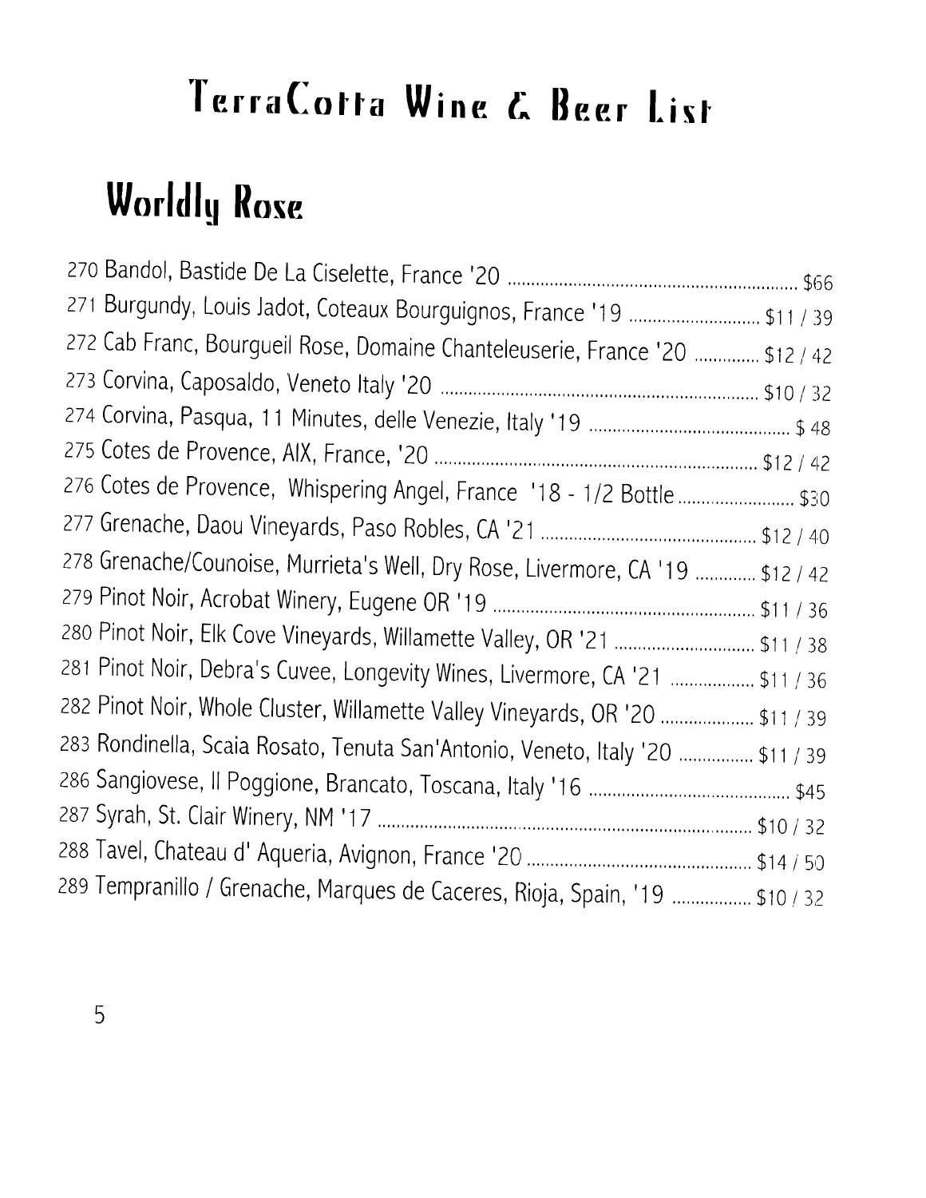# TerraCotta Wine & Beer List

## Worldly Rose

270 Bandol, Bastide De La Ciselette, France '20 ........ $66
271 Burgundy, Louis Jadot, Coteaux Bourguignos, France '19 ........ $11 / 39
272 Cab Franc, Bourgueil Rose, Domaine Chanteleuserie, France '20 ........ $12 / 42
273 Corvina, Caposaldo, Veneto Italy '20 ........ $10 / 32
274 Corvina, Pasqua, 11 Minutes, delle Venezie, Italy '19 ........ $ 48
275 Cotes de Provence, AIX, France, '20 ........ $12 / 42
276 Cotes de Provence, Whispering Angel, France '18 - 1/2 Bottle ........ $30
277 Grenache, Daou Vineyards, Paso Robles, CA '21 ........ $12 / 40
278 Grenache/Counoise, Murrieta's Well, Dry Rose, Livermore, CA '19 ........ $12 / 42
279 Pinot Noir, Acrobat Winery, Eugene OR '19 ........ $11 / 36
280 Pinot Noir, Elk Cove Vineyards, Willamette Valley, OR '21 ........ $11 / 38
281 Pinot Noir, Debra's Cuvee, Longevity Wines, Livermore, CA '21 ........ $11 / 36
282 Pinot Noir, Whole Cluster, Willamette Valley Vineyards, OR '20 ........ $11 / 39
283 Rondinella, Scaia Rosato, Tenuta San'Antonio, Veneto, Italy '20 ........ $11 / 39
286 Sangiovese, Il Poggione, Brancato, Toscana, Italy '16 ........ $45
287 Syrah, St. Clair Winery, NM '17 ........ $10 / 32
288 Tavel, Chateau d' Aqueria, Avignon, France '20 ........ $14 / 50
289 Tempranillo / Grenache, Marques de Caceres, Rioja, Spain, '19 ........ $10 / 32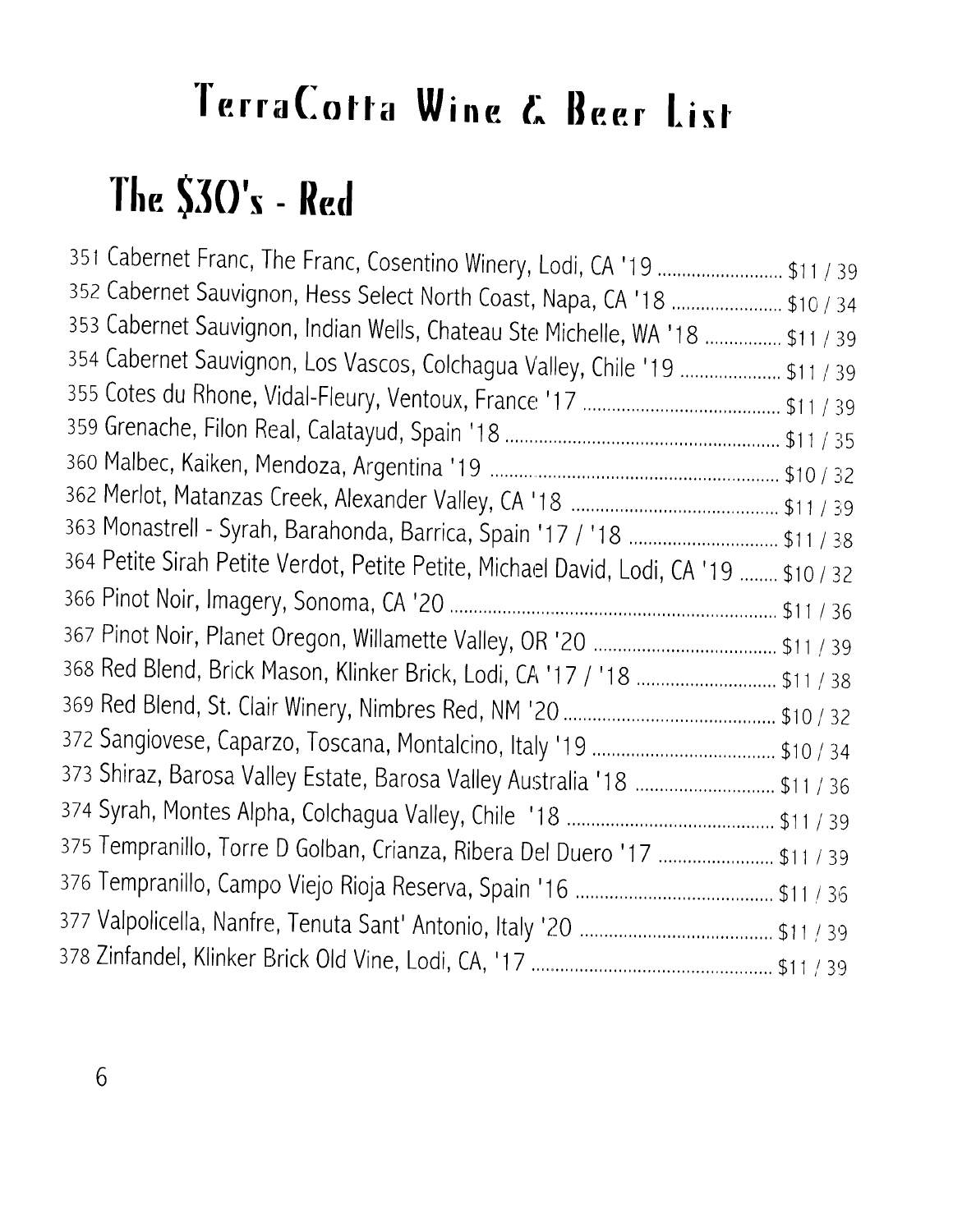# TerraCotta Wine & Beer List

## The $30's - Red

351 Cabernet Franc, The Franc, Cosentino Winery, Lodi, CA '19 .......... $11 / 39
352 Cabernet Sauvignon, Hess Select North Coast, Napa, CA '18 .......... $10 / 34
353 Cabernet Sauvignon, Indian Wells, Chateau Ste Michelle, WA '18 .......... $11 / 39
354 Cabernet Sauvignon, Los Vascos, Colchagua Valley, Chile '19 .......... $11 / 39
355 Cotes du Rhone, Vidal-Fleury, Ventoux, France '17 .......... $11 / 39
359 Grenache, Filon Real, Calatayud, Spain '18 .......... $11 / 35
360 Malbec, Kaiken, Mendoza, Argentina '19 .......... $10 / 32
362 Merlot, Matanzas Creek, Alexander Valley, CA '18 .......... $11 / 39
363 Monastrell - Syrah, Barahonda, Barrica, Spain '17 / '18 .......... $11 / 38
364 Petite Sirah Petite Verdot, Petite Petite, Michael David, Lodi, CA '19 .......... $10 / 32
366 Pinot Noir, Imagery, Sonoma, CA '20 .......... $11 / 36
367 Pinot Noir, Planet Oregon, Willamette Valley, OR '20 .......... $11 / 39
368 Red Blend, Brick Mason, Klinker Brick, Lodi, CA '17 / '18 .......... $11 / 38
369 Red Blend, St. Clair Winery, Nimbres Red, NM '20 .......... $10 / 32
372 Sangiovese, Caparzo, Toscana, Montalcino, Italy '19 .......... $10 / 34
373 Shiraz, Barosa Valley Estate, Barosa Valley Australia '18 .......... $11 / 36
374 Syrah, Montes Alpha, Colchagua Valley, Chile '18 .......... $11 / 39
375 Tempranillo, Torre D Golban, Crianza, Ribera Del Duero '17 .......... $11 / 39
376 Tempranillo, Campo Viejo Rioja Reserva, Spain '16 .......... $11 / 36
377 Valpolicella, Nanfre, Tenuta Sant' Antonio, Italy '20 .......... $11 / 39
378 Zinfandel, Klinker Brick Old Vine, Lodi, CA, '17 .......... $11 / 39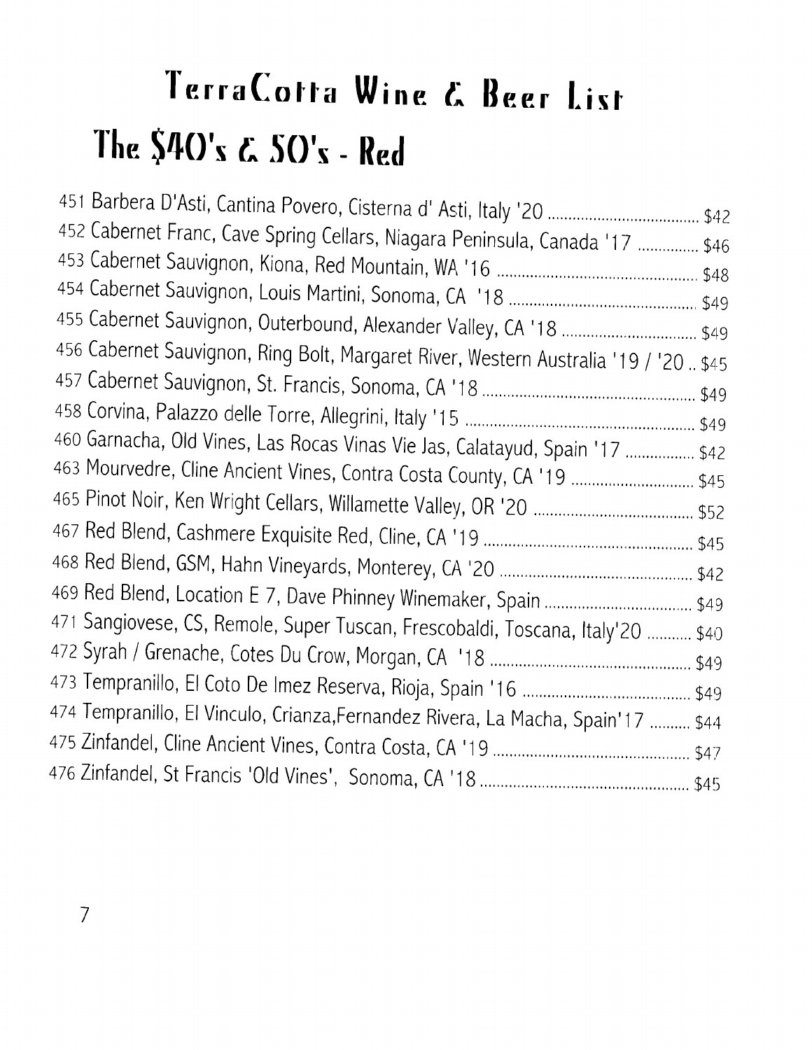# TerraCotta Wine & Beer List

## The $40's & 50's - Red

451 Barbera D'Asti, Cantina Povero, Cisterna d' Asti, Italy '20 ..................................... $42
452 Cabernet Franc, Cave Spring Cellars, Niagara Peninsula, Canada '17 ............... $46
453 Cabernet Sauvignon, Kiona, Red Mountain, WA '16 ................................................. $48
454 Cabernet Sauvignon, Louis Martini, Sonoma, CA '18 ............................................. $49
455 Cabernet Sauvignon, Outerbound, Alexander Valley, CA '18 ................................ $49
456 Cabernet Sauvignon, Ring Bolt, Margaret River, Western Australia '19 / '20 .. $45
457 Cabernet Sauvignon, St. Francis, Sonoma, CA '18 .................................................... $49
458 Corvina, Palazzo delle Torre, Allegrini, Italy '15 ....................................................... $49
460 Garnacha, Old Vines, Las Rocas Vinas Vie Jas, Calatayud, Spain '17 ................. $42
463 Mourvedre, Cline Ancient Vines, Contra Costa County, CA '19 .............................. $45
465 Pinot Noir, Ken Wright Cellars, Willamette Valley, OR '20 ....................................... $52
467 Red Blend, Cashmere Exquisite Red, Cline, CA '19 .................................................. $45
468 Red Blend, GSM, Hahn Vineyards, Monterey, CA '20 ............................................... $42
469 Red Blend, Location E 7, Dave Phinney Winemaker, Spain .................................... $49
471 Sangiovese, CS, Remole, Super Tuscan, Frescobaldi, Toscana, Italy'20 ........... $40
472 Syrah / Grenache, Cotes Du Crow, Morgan, CA '18 ................................................. $49
473 Tempranillo, El Coto De Imez Reserva, Rioja, Spain '16 ......................................... $49
474 Tempranillo, El Vinculo, Crianza,Fernandez Rivera, La Macha, Spain'17 .......... $44
475 Zinfandel, Cline Ancient Vines, Contra Costa, CA '19 ................................................ $47
476 Zinfandel, St Francis 'Old Vines', Sonoma, CA '18 ................................................... $45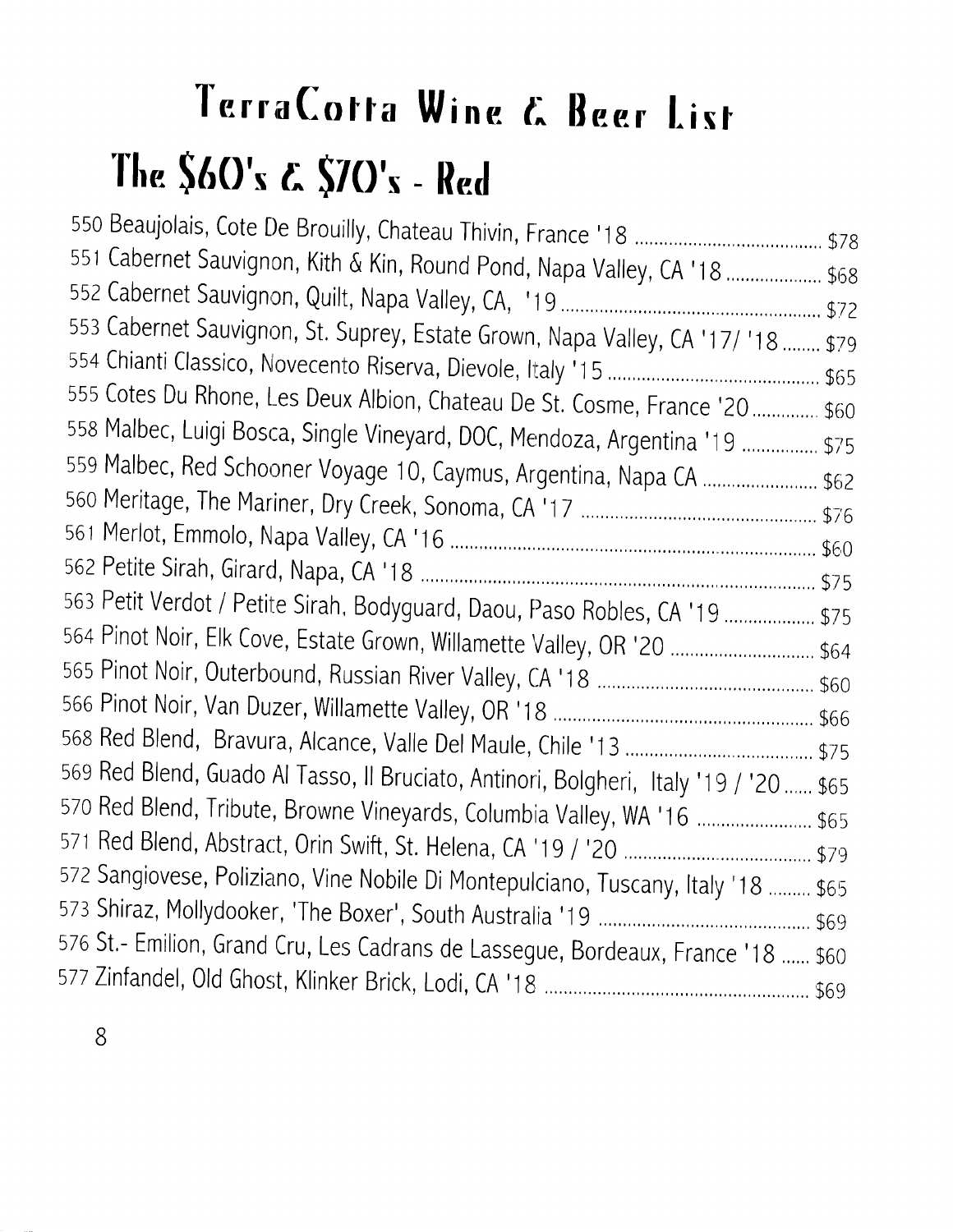# TerraCotta Wine & Beer List

## The $60's & $70's - Red

550 Beaujolais, Cote De Brouilly, Chateau Thivin, France '18 ........ $78
551 Cabernet Sauvignon, Kith & Kin, Round Pond, Napa Valley, CA '18 ........ $68
552 Cabernet Sauvignon, Quilt, Napa Valley, CA, '19 ........ $72
553 Cabernet Sauvignon, St. Suprey, Estate Grown, Napa Valley, CA '17/ '18 ........ $79
554 Chianti Classico, Novecento Riserva, Dievole, Italy '15 ........ $65
555 Cotes Du Rhone, Les Deux Albion, Chateau De St. Cosme, France '20 ........ $60
558 Malbec, Luigi Bosca, Single Vineyard, DOC, Mendoza, Argentina '19 ........ $75
559 Malbec, Red Schooner Voyage 10, Caymus, Argentina, Napa CA ........ $62
560 Meritage, The Mariner, Dry Creek, Sonoma, CA '17 ........ $76
561 Merlot, Emmolo, Napa Valley, CA '16 ........ $60
562 Petite Sirah, Girard, Napa, CA '18 ........ $75
563 Petit Verdot / Petite Sirah, Bodyguard, Daou, Paso Robles, CA '19 ........ $75
564 Pinot Noir, Elk Cove, Estate Grown, Willamette Valley, OR '20 ........ $64
565 Pinot Noir, Outerbound, Russian River Valley, CA '18 ........ $60
566 Pinot Noir, Van Duzer, Willamette Valley, OR '18 ........ $66
568 Red Blend, Bravura, Alcance, Valle Del Maule, Chile '13 ........ $75
569 Red Blend, Guado Al Tasso, Il Bruciato, Antinori, Bolgheri, Italy '19 / '20 ........ $65
570 Red Blend, Tribute, Browne Vineyards, Columbia Valley, WA '16 ........ $65
571 Red Blend, Abstract, Orin Swift, St. Helena, CA '19 / '20 ........ $79
572 Sangiovese, Poliziano, Vine Nobile Di Montepulciano, Tuscany, Italy '18 ........ $65
573 Shiraz, Mollydooker, 'The Boxer', South Australia '19 ........ $69
576 St.- Emilion, Grand Cru, Les Cadrans de Lassegue, Bordeaux, France '18 ........ $60
577 Zinfandel, Old Ghost, Klinker Brick, Lodi, CA '18 ........ $69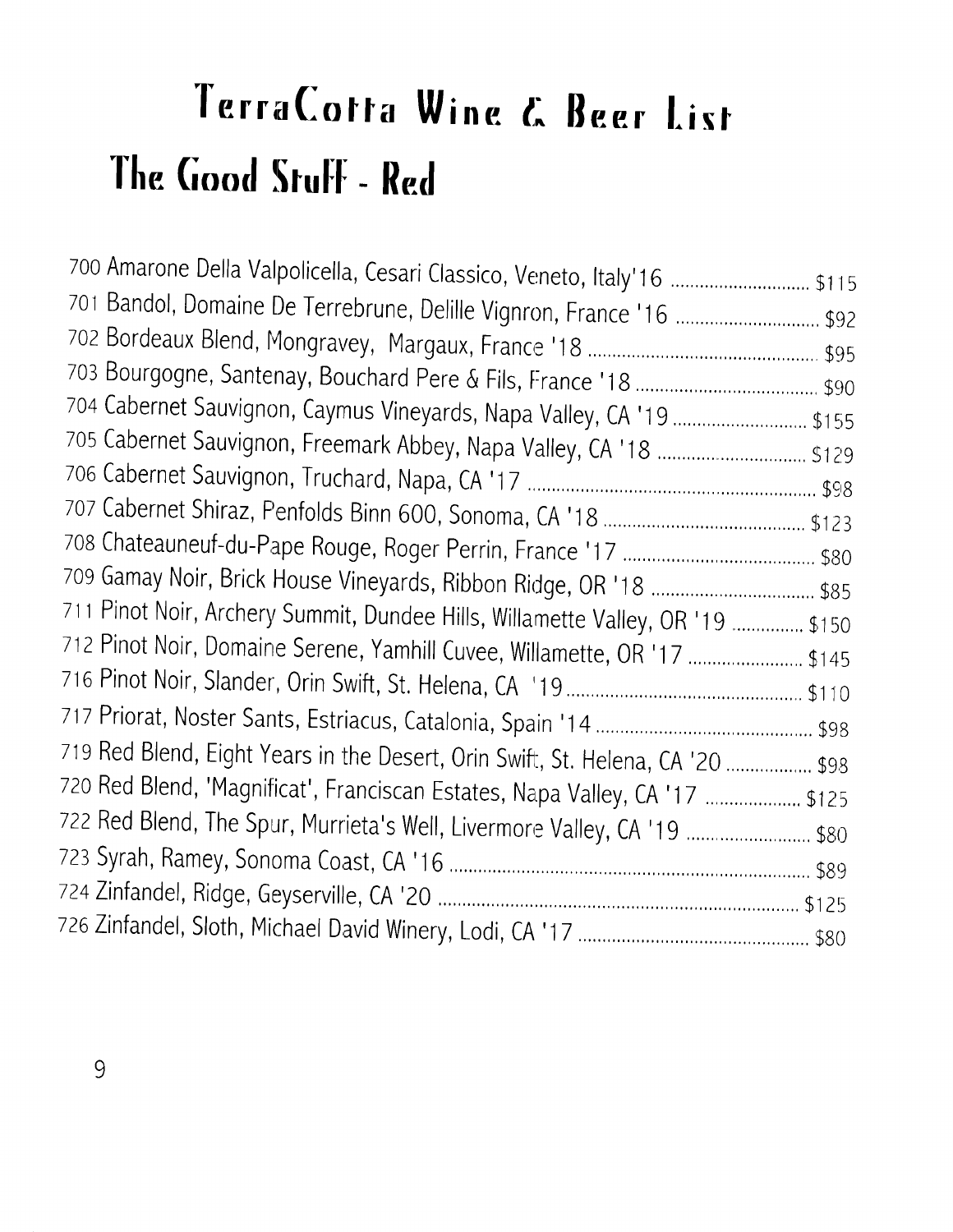# TerraCotta Wine & Beer List

## The Good Stuff - Red

700 Amarone Della Valpolicella, Cesari Classico, Veneto, Italy'16 .................. $115
701 Bandol, Domaine De Terrebrune, Delille Vignron, France '16 .................. $92
702 Bordeaux Blend, Mongravey, Margaux, France '18 .................. $95
703 Bourgogne, Santenay, Bouchard Pere & Fils, France '18 .................. $90
704 Cabernet Sauvignon, Caymus Vineyards, Napa Valley, CA '19 .................. $155
705 Cabernet Sauvignon, Freemark Abbey, Napa Valley, CA '18 .................. $129
706 Cabernet Sauvignon, Truchard, Napa, CA '17 .................. $98
707 Cabernet Shiraz, Penfolds Binn 600, Sonoma, CA '18 .................. $123
708 Chateauneuf-du-Pape Rouge, Roger Perrin, France '17 .................. $80
709 Gamay Noir, Brick House Vineyards, Ribbon Ridge, OR '18 .................. $85
711 Pinot Noir, Archery Summit, Dundee Hills, Willamette Valley, OR '19 .................. $150
712 Pinot Noir, Domaine Serene, Yamhill Cuvee, Willamette, OR '17 .................. $145
716 Pinot Noir, Slander, Orin Swift, St. Helena, CA '19 .................. $110
717 Priorat, Noster Sants, Estriacus, Catalonia, Spain '14 .................. $98
719 Red Blend, Eight Years in the Desert, Orin Swift, St. Helena, CA '20 .................. $98
720 Red Blend, 'Magnificat', Franciscan Estates, Napa Valley, CA '17 .................. $125
722 Red Blend, The Spur, Murrieta's Well, Livermore Valley, CA '19 .................. $80
723 Syrah, Ramey, Sonoma Coast, CA '16 .................. $89
724 Zinfandel, Ridge, Geyserville, CA '20 .................. $125
726 Zinfandel, Sloth, Michael David Winery, Lodi, CA '17 .................. $80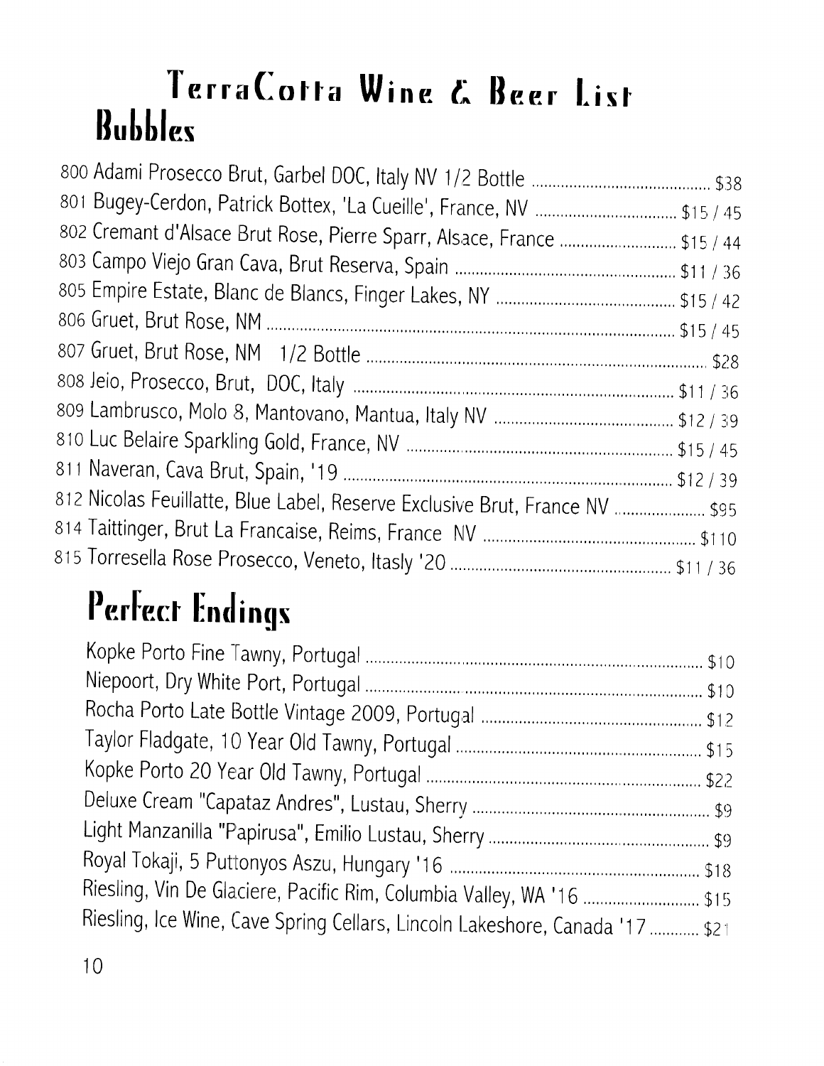# TerraCotta Wine & Beer List

## Bubbles

800 Adami Prosecco Brut, Garbel DOC, Italy NV 1/2 Bottle .......... $38
801 Bugey-Cerdon, Patrick Bottex, 'La Cueille', France, NV .......... $15 / 45
802 Cremant d'Alsace Brut Rose, Pierre Sparr, Alsace, France .......... $15 / 44
803 Campo Viejo Gran Cava, Brut Reserva, Spain .......... $11 / 36
805 Empire Estate, Blanc de Blancs, Finger Lakes, NY .......... $15 / 42
806 Gruet, Brut Rose, NM .......... $15 / 45
807 Gruet, Brut Rose, NM 1/2 Bottle .......... $28
808 Jeio, Prosecco, Brut, DOC, Italy .......... $11 / 36
809 Lambrusco, Molo 8, Mantovano, Mantua, Italy NV .......... $12 / 39
810 Luc Belaire Sparkling Gold, France, NV .......... $15 / 45
811 Naveran, Cava Brut, Spain, '19 .......... $12 / 39
812 Nicolas Feuillatte, Blue Label, Reserve Exclusive Brut, France NV .......... $95
814 Taittinger, Brut La Francaise, Reims, France NV .......... $110
815 Torresella Rose Prosecco, Veneto, Itasly '20 .......... $11 / 36

## Perfect Endings

Kopke Porto Fine Tawny, Portugal .......... $10
Niepoort, Dry White Port, Portugal .......... $10
Rocha Porto Late Bottle Vintage 2009, Portugal .......... $12
Taylor Fladgate, 10 Year Old Tawny, Portugal .......... $15
Kopke Porto 20 Year Old Tawny, Portugal .......... $22
Deluxe Cream "Capataz Andres", Lustau, Sherry .......... $9
Light Manzanilla "Papirusa", Emilio Lustau, Sherry .......... $9
Royal Tokaji, 5 Puttonyos Aszu, Hungary '16 .......... $18
Riesling, Vin De Glaciere, Pacific Rim, Columbia Valley, WA '16 .......... $15
Riesling, Ice Wine, Cave Spring Cellars, Lincoln Lakeshore, Canada '17 .......... $21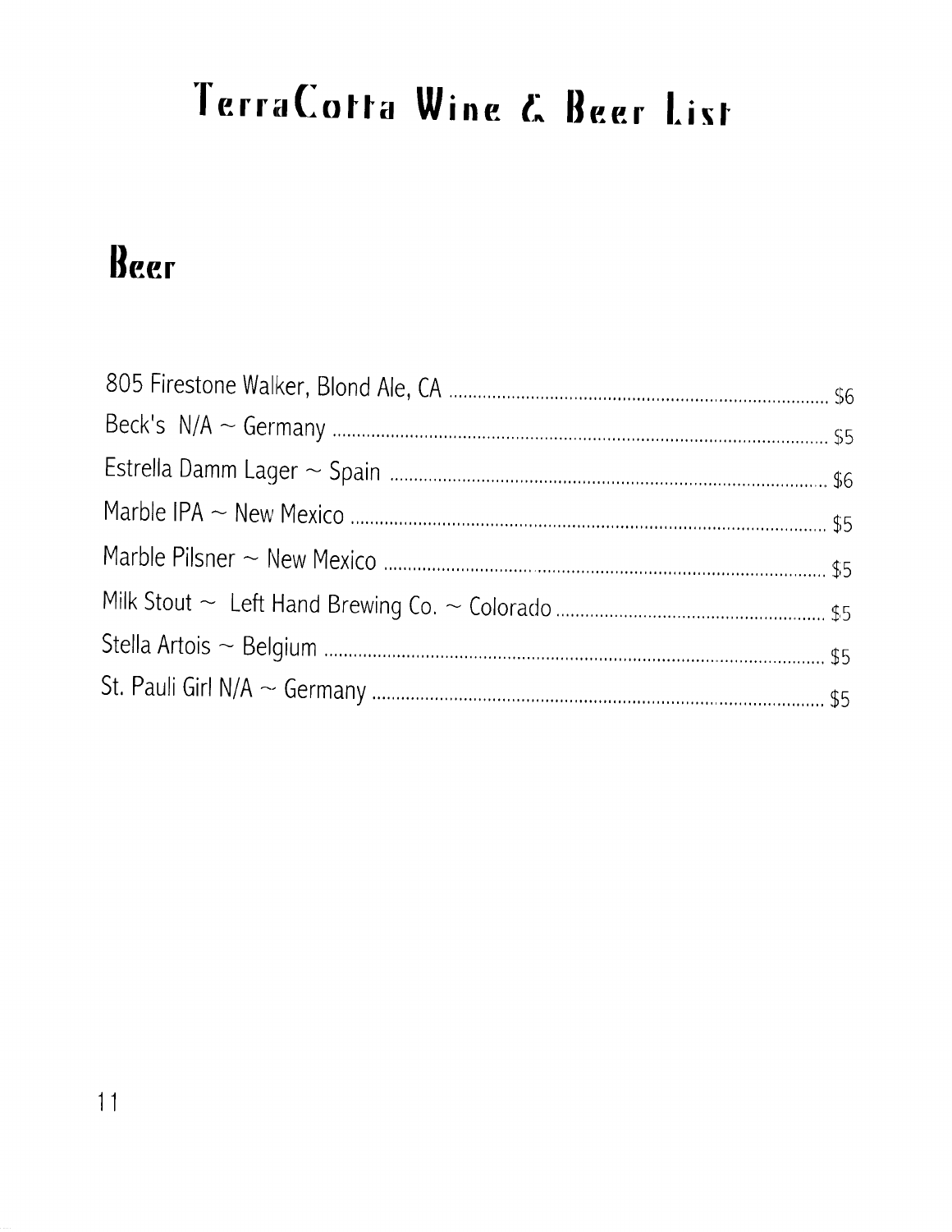# TerraCotta Wine & Beer List

## Beer

805 Firestone Walker, Blond Ale, CA .............................................................................. $6
Beck's N/A ~ Germany .............................................................................................. $5
Estrella Damm Lager ~ Spain ..................................................................................... $6
Marble IPA ~ New Mexico .......................................................................................... $5
Marble Pilsner ~ New Mexico ...................................................................................... $5
Milk Stout ~ Left Hand Brewing Co. ~ Colorado ............................................................ $5
Stella Artois ~ Belgium .............................................................................................. $5
St. Pauli Girl N/A ~ Germany ...................................................................................... $5